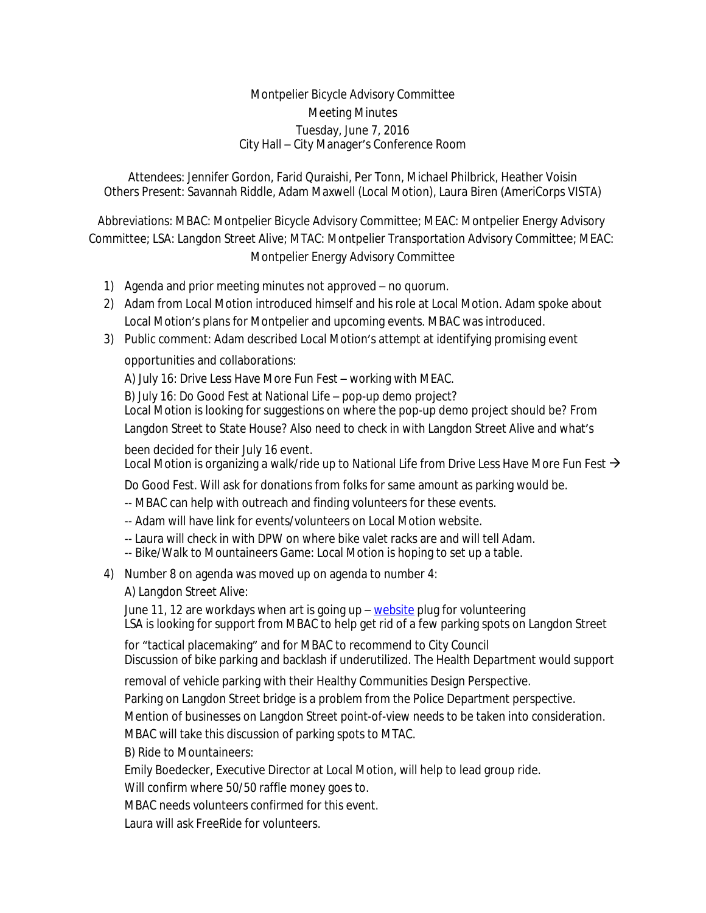Montpelier Bicycle Advisory Committee
Meeting Minutes
Tuesday, June 7, 2016
City Hall – City Manager's Conference Room

Attendees: Jennifer Gordon, Farid Quraishi, Per Tonn, Michael Philbrick, Heather Voisin
Others Present: Savannah Riddle, Adam Maxwell (Local Motion), Laura Biren (AmeriCorps VISTA)

Abbreviations: MBAC: Montpelier Bicycle Advisory Committee; MEAC: Montpelier Energy Advisory Committee; LSA: Langdon Street Alive; MTAC: Montpelier Transportation Advisory Committee; MEAC: Montpelier Energy Advisory Committee

1) Agenda and prior meeting minutes not approved – no quorum.
2) Adam from Local Motion introduced himself and his role at Local Motion. Adam spoke about Local Motion's plans for Montpelier and upcoming events. MBAC was introduced.
3) Public comment: Adam described Local Motion's attempt at identifying promising event opportunities and collaborations:

   A) July 16: Drive Less Have More Fun Fest – working with MEAC.

   B) July 16: Do Good Fest at National Life – pop-up demo project?
   Local Motion is looking for suggestions on where the pop-up demo project should be? From Langdon Street to State House? Also need to check in with Langdon Street Alive and what's been decided for their July 16 event.
   Local Motion is organizing a walk/ride up to National Life from Drive Less Have More Fun Fest → Do Good Fest. Will ask for donations from folks for same amount as parking would be.

   -- MBAC can help with outreach and finding volunteers for these events.
   -- Adam will have link for events/volunteers on Local Motion website.
   -- Laura will check in with DPW on where bike valet racks are and will tell Adam.
   -- Bike/Walk to Mountaineers Game: Local Motion is hoping to set up a table.

4) Number 8 on agenda was moved up on agenda to number 4:

   A) Langdon Street Alive:
   June 11, 12 are workdays when art is going up – website plug for volunteering
   LSA is looking for support from MBAC to help get rid of a few parking spots on Langdon Street for "tactical placemaking" and for MBAC to recommend to City Council
   Discussion of bike parking and backlash if underutilized. The Health Department would support removal of vehicle parking with their Healthy Communities Design Perspective.
   Parking on Langdon Street bridge is a problem from the Police Department perspective.
   Mention of businesses on Langdon Street point-of-view needs to be taken into consideration.
   MBAC will take this discussion of parking spots to MTAC.

   B) Ride to Mountaineers:
   Emily Boedecker, Executive Director at Local Motion, will help to lead group ride.
   Will confirm where 50/50 raffle money goes to.
   MBAC needs volunteers confirmed for this event.
   Laura will ask FreeRide for volunteers.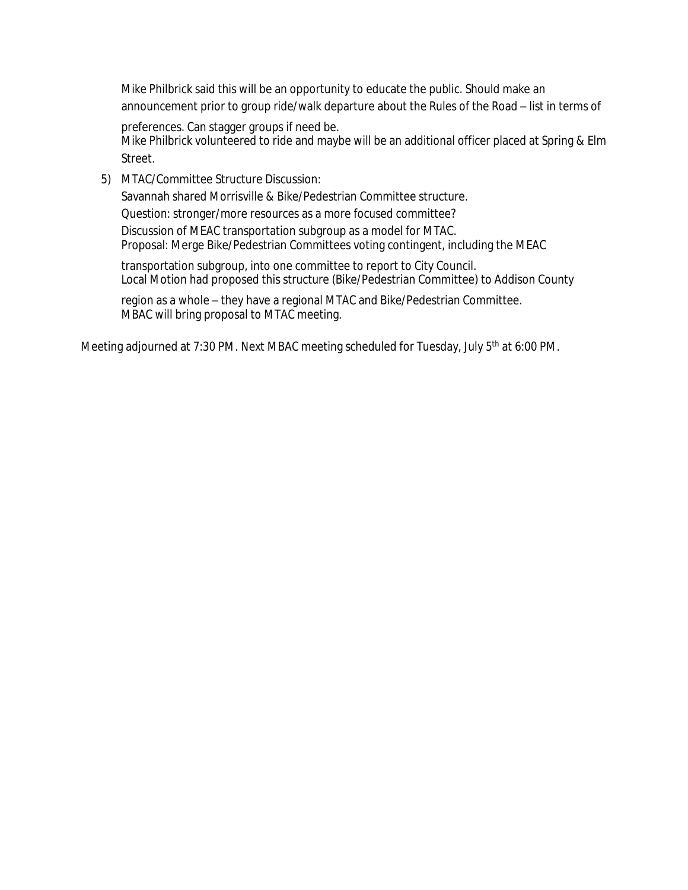Mike Philbrick said this will be an opportunity to educate the public. Should make an announcement prior to group ride/walk departure about the Rules of the Road – list in terms of preferences. Can stagger groups if need be.
Mike Philbrick volunteered to ride and maybe will be an additional officer placed at Spring & Elm Street.

5) MTAC/Committee Structure Discussion:
   Savannah shared Morrisville & Bike/Pedestrian Committee structure.
   Question: stronger/more resources as a more focused committee?
   Discussion of MEAC transportation subgroup as a model for MTAC.
   Proposal: Merge Bike/Pedestrian Committees voting contingent, including the MEAC transportation subgroup, into one committee to report to City Council.
   Local Motion had proposed this structure (Bike/Pedestrian Committee) to Addison County region as a whole – they have a regional MTAC and Bike/Pedestrian Committee.
   MBAC will bring proposal to MTAC meeting.

Meeting adjourned at 7:30 PM. Next MBAC meeting scheduled for Tuesday, July 5th at 6:00 PM.